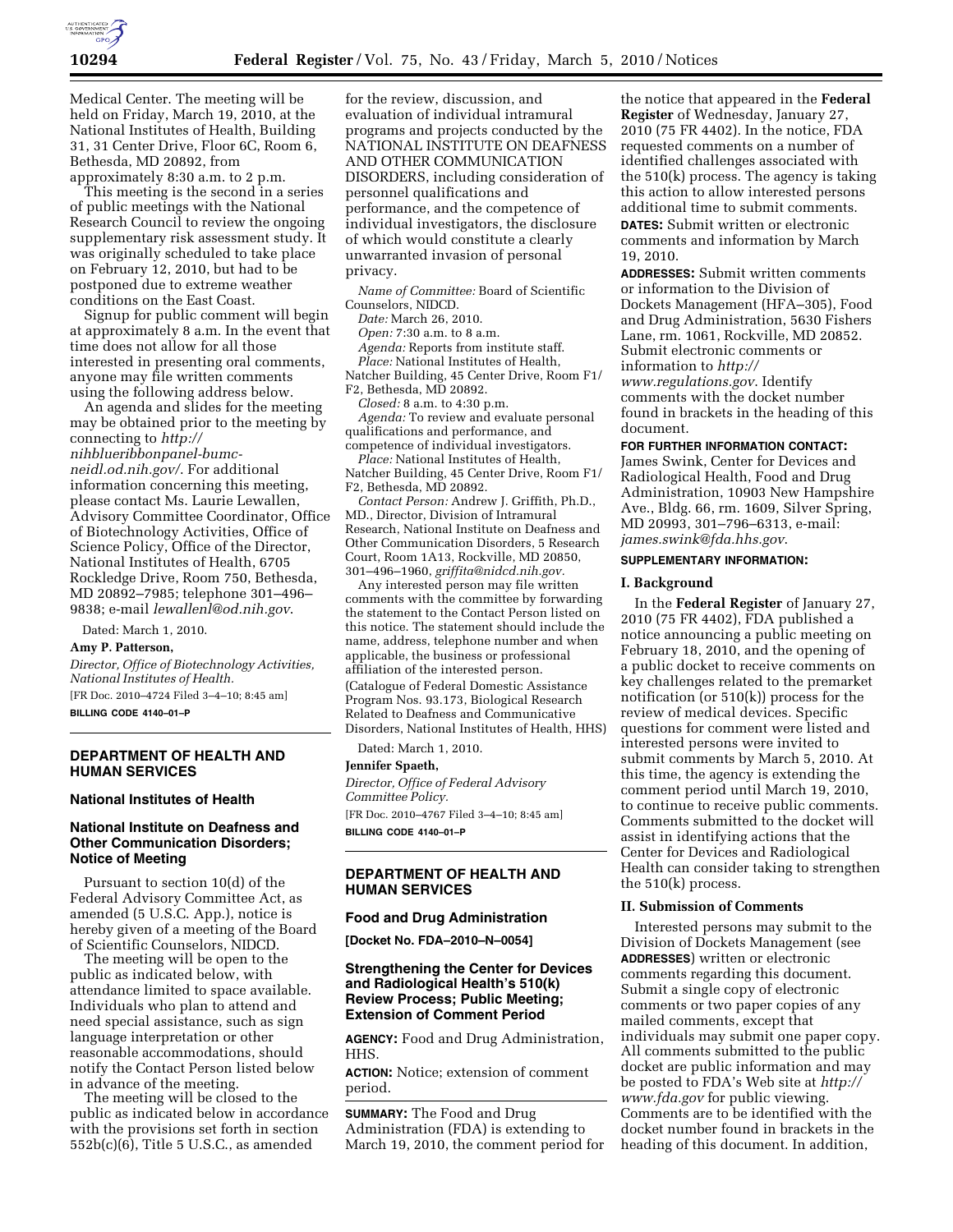Medical Center. The meeting will be held on Friday, March 19, 2010, at the National Institutes of Health, Building 31, 31 Center Drive, Floor 6C, Room 6, Bethesda, MD 20892, from approximately 8:30 a.m. to 2 p.m.

This meeting is the second in a series of public meetings with the National Research Council to review the ongoing supplementary risk assessment study. It was originally scheduled to take place on February 12, 2010, but had to be postponed due to extreme weather conditions on the East Coast.

Signup for public comment will begin at approximately 8 a.m. In the event that time does not allow for all those interested in presenting oral comments, anyone may file written comments using the following address below.

An agenda and slides for the meeting may be obtained prior to the meeting by connecting to *http://nihblueribbonpanel-bumc-neidl.od.nih.gov/*. For additional information concerning this meeting, please contact Ms. Laurie Lewallen, Advisory Committee Coordinator, Office of Biotechnology Activities, Office of Science Policy, Office of the Director, National Institutes of Health, 6705 Rockledge Drive, Room 750, Bethesda, MD 20892–7985; telephone 301–496–9838; e-mail *lewallenl@od.nih.gov*.

Dated: March 1, 2010.

**Amy P. Patterson,**

*Director, Office of Biotechnology Activities, National Institutes of Health.*

[FR Doc. 2010–4724 Filed 3–4–10; 8:45 am]

**BILLING CODE 4140–01–P**

## DEPARTMENT OF HEALTH AND HUMAN SERVICES

### National Institutes of Health

### National Institute on Deafness and Other Communication Disorders; Notice of Meeting

Pursuant to section 10(d) of the Federal Advisory Committee Act, as amended (5 U.S.C. App.), notice is hereby given of a meeting of the Board of Scientific Counselors, NIDCD.

The meeting will be open to the public as indicated below, with attendance limited to space available. Individuals who plan to attend and need special assistance, such as sign language interpretation or other reasonable accommodations, should notify the Contact Person listed below in advance of the meeting.

The meeting will be closed to the public as indicated below in accordance with the provisions set forth in section 552b(c)(6), Title 5 U.S.C., as amended for the review, discussion, and evaluation of individual intramural programs and projects conducted by the NATIONAL INSTITUTE ON DEAFNESS AND OTHER COMMUNICATION DISORDERS, including consideration of personnel qualifications and performance, and the competence of individual investigators, the disclosure of which would constitute a clearly unwarranted invasion of personal privacy.

*Name of Committee:* Board of Scientific Counselors, NIDCD.

*Date:* March 26, 2010.

*Open:* 7:30 a.m. to 8 a.m.

*Agenda:* Reports from institute staff.

*Place:* National Institutes of Health, Natcher Building, 45 Center Drive, Room F1/F2, Bethesda, MD 20892.

*Closed:* 8 a.m. to 4:30 p.m.

*Agenda:* To review and evaluate personal qualifications and performance, and competence of individual investigators.

*Place:* National Institutes of Health, Natcher Building, 45 Center Drive, Room F1/F2, Bethesda, MD 20892.

*Contact Person:* Andrew J. Griffith, Ph.D., MD., Director, Division of Intramural Research, National Institute on Deafness and Other Communication Disorders, 5 Research Court, Room 1A13, Rockville, MD 20850, 301–496–1960, *griffita@nidcd.nih.gov.*

Any interested person may file written comments with the committee by forwarding the statement to the Contact Person listed on this notice. The statement should include the name, address, telephone number and when applicable, the business or professional affiliation of the interested person.

(Catalogue of Federal Domestic Assistance Program Nos. 93.173, Biological Research Related to Deafness and Communicative Disorders, National Institutes of Health, HHS)

Dated: March 1, 2010.

**Jennifer Spaeth,**

*Director, Office of Federal Advisory Committee Policy.*

[FR Doc. 2010–4767 Filed 3–4–10; 8:45 am]

**BILLING CODE 4140–01–P**

## DEPARTMENT OF HEALTH AND HUMAN SERVICES

### Food and Drug Administration

**[Docket No. FDA–2010–N–0054]**

### Strengthening the Center for Devices and Radiological Health's 510(k) Review Process; Public Meeting; Extension of Comment Period

**AGENCY:** Food and Drug Administration, HHS.

**ACTION:** Notice; extension of comment period.

**SUMMARY:** The Food and Drug Administration (FDA) is extending to March 19, 2010, the comment period for the notice that appeared in the **Federal Register** of Wednesday, January 27, 2010 (75 FR 4402). In the notice, FDA requested comments on a number of identified challenges associated with the 510(k) process. The agency is taking this action to allow interested persons additional time to submit comments.

**DATES:** Submit written or electronic comments and information by March 19, 2010.

**ADDRESSES:** Submit written comments or information to the Division of Dockets Management (HFA–305), Food and Drug Administration, 5630 Fishers Lane, rm. 1061, Rockville, MD 20852. Submit electronic comments or information to *http://www.regulations.gov*. Identify comments with the docket number found in brackets in the heading of this document.

**FOR FURTHER INFORMATION CONTACT:** James Swink, Center for Devices and Radiological Health, Food and Drug Administration, 10903 New Hampshire Ave., Bldg. 66, rm. 1609, Silver Spring, MD 20993, 301–796–6313, e-mail: *james.swink@fda.hhs.gov*.

**SUPPLEMENTARY INFORMATION:**

#### I. Background

In the **Federal Register** of January 27, 2010 (75 FR 4402), FDA published a notice announcing a public meeting on February 18, 2010, and the opening of a public docket to receive comments on key challenges related to the premarket notification (or 510(k)) process for the review of medical devices. Specific questions for comment were listed and interested persons were invited to submit comments by March 5, 2010. At this time, the agency is extending the comment period until March 19, 2010, to continue to receive public comments. Comments submitted to the docket will assist in identifying actions that the Center for Devices and Radiological Health can consider taking to strengthen the 510(k) process.

#### II. Submission of Comments

Interested persons may submit to the Division of Dockets Management (see **ADDRESSES**) written or electronic comments regarding this document. Submit a single copy of electronic comments or two paper copies of any mailed comments, except that individuals may submit one paper copy. All comments submitted to the public docket are public information and may be posted to FDA's Web site at *http://www.fda.gov* for public viewing. Comments are to be identified with the docket number found in brackets in the heading of this document. In addition,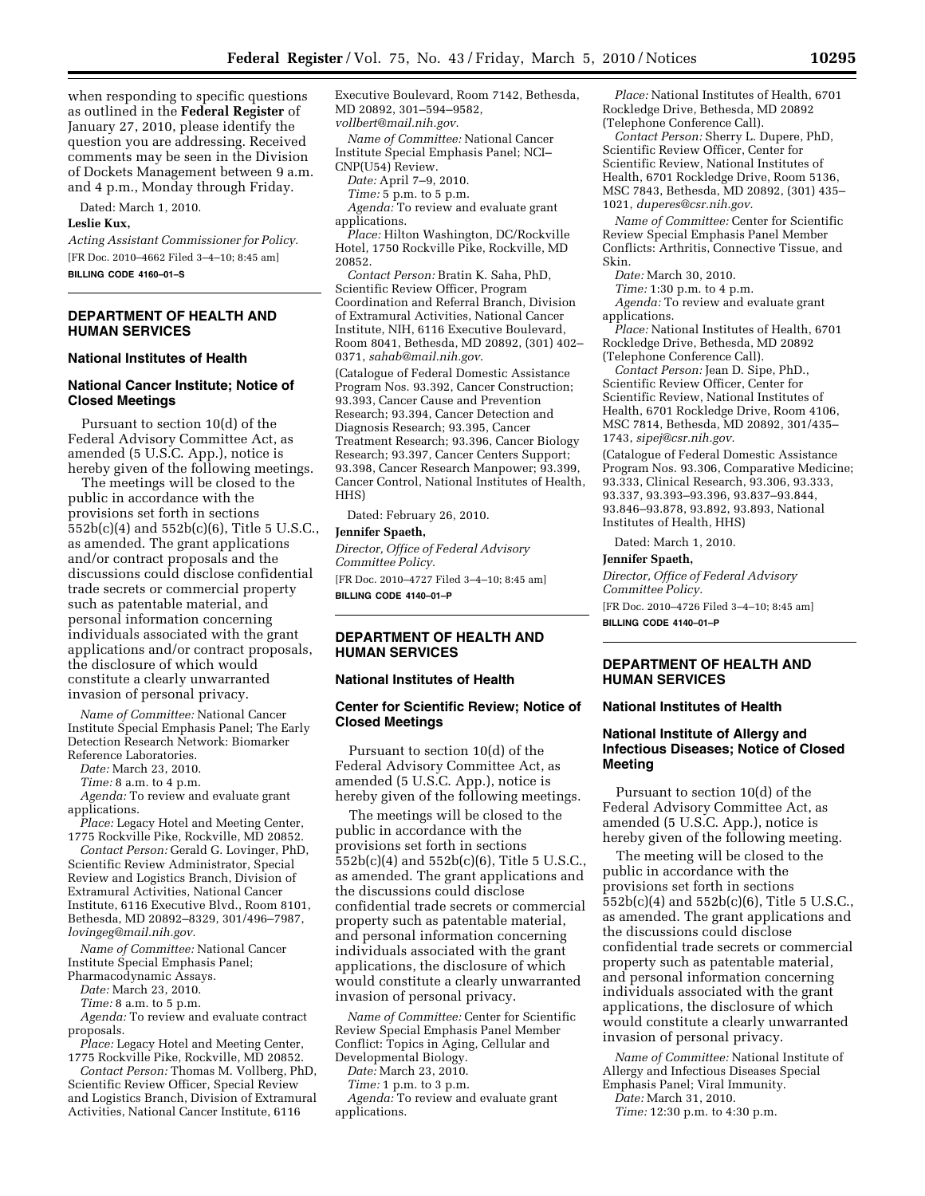when responding to specific questions as outlined in the **Federal Register** of January 27, 2010, please identify the question you are addressing. Received comments may be seen in the Division of Dockets Management between 9 a.m. and 4 p.m., Monday through Friday.

Dated: March 1, 2010.

**Leslie Kux,**

*Acting Assistant Commissioner for Policy.*

[FR Doc. 2010–4662 Filed 3–4–10; 8:45 am]

**BILLING CODE 4160–01–S**

## DEPARTMENT OF HEALTH AND HUMAN SERVICES

### National Institutes of Health

### National Cancer Institute; Notice of Closed Meetings

Pursuant to section 10(d) of the Federal Advisory Committee Act, as amended (5 U.S.C. App.), notice is hereby given of the following meetings.

The meetings will be closed to the public in accordance with the provisions set forth in sections 552b(c)(4) and 552b(c)(6), Title 5 U.S.C., as amended. The grant applications and/or contract proposals and the discussions could disclose confidential trade secrets or commercial property such as patentable material, and personal information concerning individuals associated with the grant applications and/or contract proposals, the disclosure of which would constitute a clearly unwarranted invasion of personal privacy.

*Name of Committee:* National Cancer Institute Special Emphasis Panel; The Early Detection Research Network: Biomarker Reference Laboratories.

*Date:* March 23, 2010.

*Time:* 8 a.m. to 4 p.m.

*Agenda:* To review and evaluate grant applications.

*Place:* Legacy Hotel and Meeting Center, 1775 Rockville Pike, Rockville, MD 20852.

*Contact Person:* Gerald G. Lovinger, PhD, Scientific Review Administrator, Special Review and Logistics Branch, Division of Extramural Activities, National Cancer Institute, 6116 Executive Blvd., Room 8101, Bethesda, MD 20892–8329, 301/496–7987, *lovingeg@mail.nih.gov.*

*Name of Committee:* National Cancer Institute Special Emphasis Panel; Pharmacodynamic Assays.

*Date:* March 23, 2010.

*Time:* 8 a.m. to 5 p.m.

*Agenda:* To review and evaluate contract proposals.

*Place:* Legacy Hotel and Meeting Center, 1775 Rockville Pike, Rockville, MD 20852.

*Contact Person:* Thomas M. Vollberg, PhD, Scientific Review Officer, Special Review and Logistics Branch, Division of Extramural Activities, National Cancer Institute, 6116 Executive Boulevard, Room 7142, Bethesda, MD 20892, 301–594–9582, *vollbert@mail.nih.gov.*

*Name of Committee:* National Cancer Institute Special Emphasis Panel; NCI–CNP(U54) Review.

*Date:* April 7–9, 2010.

*Time:* 5 p.m. to 5 p.m.

*Agenda:* To review and evaluate grant applications.

*Place:* Hilton Washington, DC/Rockville Hotel, 1750 Rockville Pike, Rockville, MD 20852.

*Contact Person:* Bratin K. Saha, PhD, Scientific Review Officer, Program Coordination and Referral Branch, Division of Extramural Activities, National Cancer Institute, NIH, 6116 Executive Boulevard, Room 8041, Bethesda, MD 20892, (301) 402–0371, *sahab@mail.nih.gov*.

(Catalogue of Federal Domestic Assistance Program Nos. 93.392, Cancer Construction; 93.393, Cancer Cause and Prevention Research; 93.394, Cancer Detection and Diagnosis Research; 93.395, Cancer Treatment Research; 93.396, Cancer Biology Research; 93.397, Cancer Centers Support; 93.398, Cancer Research Manpower; 93.399, Cancer Control, National Institutes of Health, HHS)

Dated: February 26, 2010.

**Jennifer Spaeth,**

*Director, Office of Federal Advisory Committee Policy.*

[FR Doc. 2010–4727 Filed 3–4–10; 8:45 am]

**BILLING CODE 4140–01–P**

## DEPARTMENT OF HEALTH AND HUMAN SERVICES

### National Institutes of Health

### Center for Scientific Review; Notice of Closed Meetings

Pursuant to section 10(d) of the Federal Advisory Committee Act, as amended (5 U.S.C. App.), notice is hereby given of the following meetings.

The meetings will be closed to the public in accordance with the provisions set forth in sections 552b(c)(4) and 552b(c)(6), Title 5 U.S.C., as amended. The grant applications and the discussions could disclose confidential trade secrets or commercial property such as patentable material, and personal information concerning individuals associated with the grant applications, the disclosure of which would constitute a clearly unwarranted invasion of personal privacy.

*Name of Committee:* Center for Scientific Review Special Emphasis Panel Member Conflict: Topics in Aging, Cellular and Developmental Biology.

*Date:* March 23, 2010.

*Time:* 1 p.m. to 3 p.m.

*Agenda:* To review and evaluate grant applications.

*Place:* National Institutes of Health, 6701 Rockledge Drive, Bethesda, MD 20892 (Telephone Conference Call).

*Contact Person:* Sherry L. Dupere, PhD, Scientific Review Officer, Center for Scientific Review, National Institutes of Health, 6701 Rockledge Drive, Room 5136, MSC 7843, Bethesda, MD 20892, (301) 435–1021, *duperes@csr.nih.gov.*

*Name of Committee:* Center for Scientific Review Special Emphasis Panel Member Conflicts: Arthritis, Connective Tissue, and Skin.

*Date:* March 30, 2010.

*Time:* 1:30 p.m. to 4 p.m.

*Agenda:* To review and evaluate grant applications.

*Place:* National Institutes of Health, 6701 Rockledge Drive, Bethesda, MD 20892 (Telephone Conference Call).

*Contact Person:* Jean D. Sipe, PhD., Scientific Review Officer, Center for Scientific Review, National Institutes of Health, 6701 Rockledge Drive, Room 4106, MSC 7814, Bethesda, MD 20892, 301/435–1743, *sipej@csr.nih.gov.*

(Catalogue of Federal Domestic Assistance Program Nos. 93.306, Comparative Medicine; 93.333, Clinical Research, 93.306, 93.333, 93.337, 93.393–93.396, 93.837–93.844, 93.846–93.878, 93.892, 93.893, National Institutes of Health, HHS)

Dated: March 1, 2010.

**Jennifer Spaeth,**

*Director, Office of Federal Advisory Committee Policy.*

[FR Doc. 2010–4726 Filed 3–4–10; 8:45 am]

**BILLING CODE 4140–01–P**

## DEPARTMENT OF HEALTH AND HUMAN SERVICES

### National Institutes of Health

### National Institute of Allergy and Infectious Diseases; Notice of Closed Meeting

Pursuant to section 10(d) of the Federal Advisory Committee Act, as amended (5 U.S.C. App.), notice is hereby given of the following meeting.

The meeting will be closed to the public in accordance with the provisions set forth in sections 552b(c)(4) and 552b(c)(6), Title 5 U.S.C., as amended. The grant applications and the discussions could disclose confidential trade secrets or commercial property such as patentable material, and personal information concerning individuals associated with the grant applications, the disclosure of which would constitute a clearly unwarranted invasion of personal privacy.

*Name of Committee:* National Institute of Allergy and Infectious Diseases Special Emphasis Panel; Viral Immunity.

*Date:* March 31, 2010.

*Time:* 12:30 p.m. to 4:30 p.m.